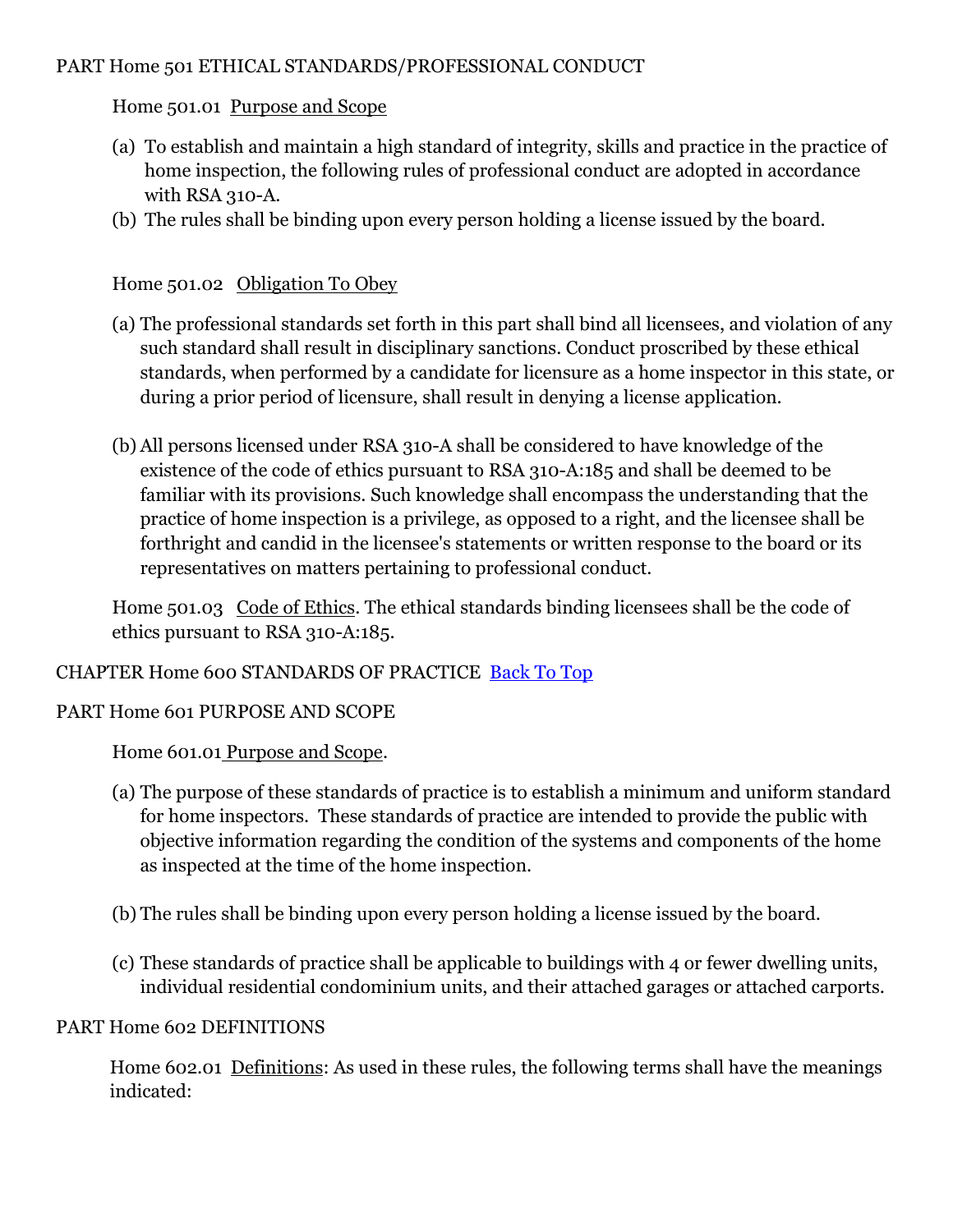## PART Home 501 ETHICAL STANDARDS/PROFESSIONAL CONDUCT

Home 501.01 Purpose and Scope

(a) To establish and maintain a high standard of integrity, skills and practice in the practice of home inspection, the following rules of professional conduct are adopted in accordance with RSA 310-A.

(b) The rules shall be binding upon every person holding a license issued by the board.

Home 501.02 Obligation To Obey

(a) The professional standards set forth in this part shall bind all licensees, and violation of any such standard shall result in disciplinary sanctions. Conduct proscribed by these ethical standards, when performed by a candidate for licensure as a home inspector in this state, or during a prior period of licensure, shall result in denying a license application.

(b) All persons licensed under RSA 310-A shall be considered to have knowledge of the existence of the code of ethics pursuant to RSA 310-A:185 and shall be deemed to be familiar with its provisions. Such knowledge shall encompass the understanding that the practice of home inspection is a privilege, as opposed to a right, and the licensee shall be forthright and candid in the licensee's statements or written response to the board or its representatives on matters pertaining to professional conduct.

Home 501.03 Code of Ethics. The ethical standards binding licensees shall be the code of ethics pursuant to RSA 310-A:185.

# CHAPTER Home 600 STANDARDS OF PRACTICE [Back To Top]

## PART Home 601 PURPOSE AND SCOPE

Home 601.01 Purpose and Scope.

(a) The purpose of these standards of practice is to establish a minimum and uniform standard for home inspectors. These standards of practice are intended to provide the public with objective information regarding the condition of the systems and components of the home as inspected at the time of the home inspection.

(b) The rules shall be binding upon every person holding a license issued by the board.

(c) These standards of practice shall be applicable to buildings with 4 or fewer dwelling units, individual residential condominium units, and their attached garages or attached carports.

## PART Home 602 DEFINITIONS

Home 602.01 Definitions: As used in these rules, the following terms shall have the meanings indicated: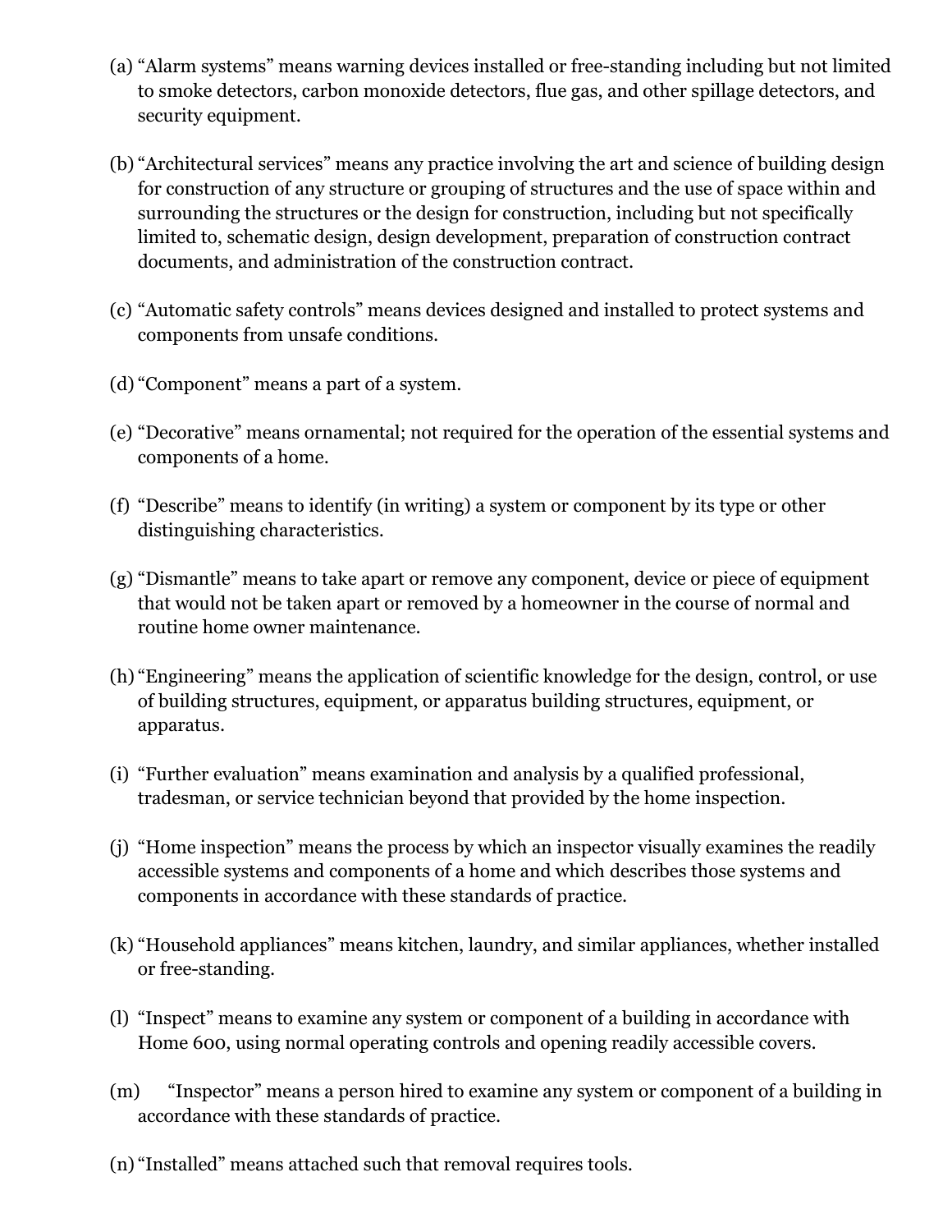(a) "Alarm systems" means warning devices installed or free-standing including but not limited to smoke detectors, carbon monoxide detectors, flue gas, and other spillage detectors, and security equipment.

(b) "Architectural services" means any practice involving the art and science of building design for construction of any structure or grouping of structures and the use of space within and surrounding the structures or the design for construction, including but not specifically limited to, schematic design, design development, preparation of construction contract documents, and administration of the construction contract.

(c) "Automatic safety controls" means devices designed and installed to protect systems and components from unsafe conditions.

(d) "Component" means a part of a system.

(e) "Decorative" means ornamental; not required for the operation of the essential systems and components of a home.

(f) "Describe" means to identify (in writing) a system or component by its type or other distinguishing characteristics.

(g) "Dismantle" means to take apart or remove any component, device or piece of equipment that would not be taken apart or removed by a homeowner in the course of normal and routine home owner maintenance.

(h) "Engineering" means the application of scientific knowledge for the design, control, or use of building structures, equipment, or apparatus building structures, equipment, or apparatus.

(i) "Further evaluation" means examination and analysis by a qualified professional, tradesman, or service technician beyond that provided by the home inspection.

(j) "Home inspection" means the process by which an inspector visually examines the readily accessible systems and components of a home and which describes those systems and components in accordance with these standards of practice.

(k) "Household appliances" means kitchen, laundry, and similar appliances, whether installed or free-standing.

(l) "Inspect" means to examine any system or component of a building in accordance with Home 600, using normal operating controls and opening readily accessible covers.

(m) "Inspector" means a person hired to examine any system or component of a building in accordance with these standards of practice.

(n) "Installed" means attached such that removal requires tools.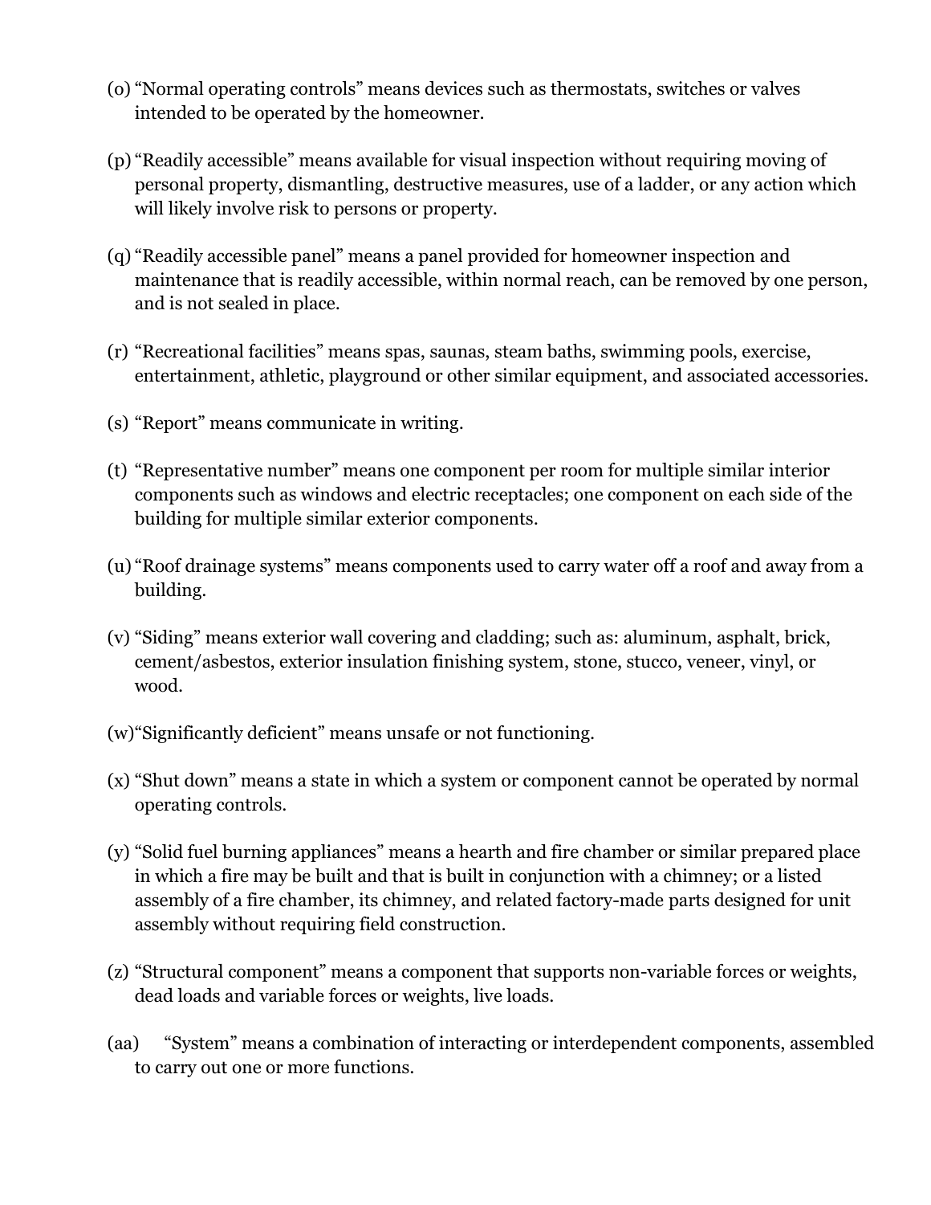(o) “Normal operating controls” means devices such as thermostats, switches or valves intended to be operated by the homeowner.

(p) “Readily accessible” means available for visual inspection without requiring moving of personal property, dismantling, destructive measures, use of a ladder, or any action which will likely involve risk to persons or property.

(q) “Readily accessible panel” means a panel provided for homeowner inspection and maintenance that is readily accessible, within normal reach, can be removed by one person, and is not sealed in place.

(r) “Recreational facilities” means spas, saunas, steam baths, swimming pools, exercise, entertainment, athletic, playground or other similar equipment, and associated accessories.

(s) “Report” means communicate in writing.

(t) “Representative number” means one component per room for multiple similar interior components such as windows and electric receptacles; one component on each side of the building for multiple similar exterior components.

(u) “Roof drainage systems” means components used to carry water off a roof and away from a building.

(v) “Siding” means exterior wall covering and cladding; such as: aluminum, asphalt, brick, cement/asbestos, exterior insulation finishing system, stone, stucco, veneer, vinyl, or wood.

(w) “Significantly deficient” means unsafe or not functioning.

(x) “Shut down” means a state in which a system or component cannot be operated by normal operating controls.

(y) “Solid fuel burning appliances” means a hearth and fire chamber or similar prepared place in which a fire may be built and that is built in conjunction with a chimney; or a listed assembly of a fire chamber, its chimney, and related factory-made parts designed for unit assembly without requiring field construction.

(z) “Structural component” means a component that supports non-variable forces or weights, dead loads and variable forces or weights, live loads.

(aa) “System” means a combination of interacting or interdependent components, assembled to carry out one or more functions.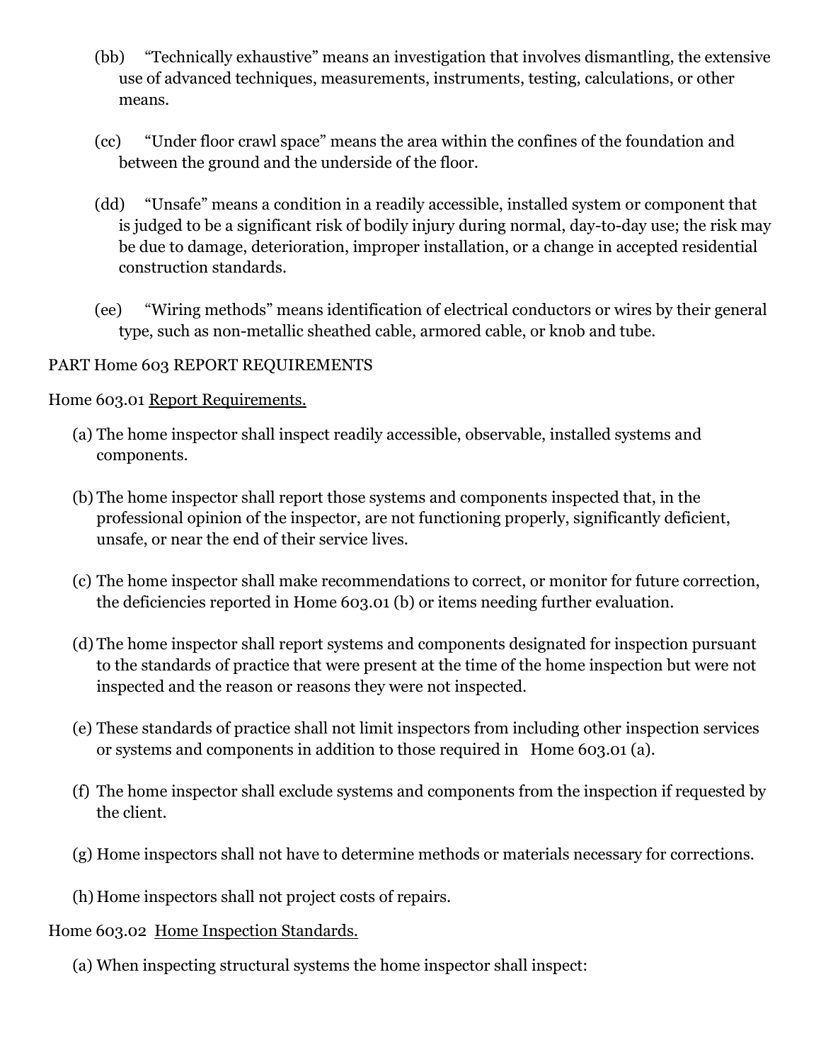(bb) "Technically exhaustive" means an investigation that involves dismantling, the extensive use of advanced techniques, measurements, instruments, testing, calculations, or other means.

(cc) "Under floor crawl space" means the area within the confines of the foundation and between the ground and the underside of the floor.

(dd) "Unsafe" means a condition in a readily accessible, installed system or component that is judged to be a significant risk of bodily injury during normal, day-to-day use; the risk may be due to damage, deterioration, improper installation, or a change in accepted residential construction standards.

(ee) "Wiring methods" means identification of electrical conductors or wires by their general type, such as non-metallic sheathed cable, armored cable, or knob and tube.

PART Home 603 REPORT REQUIREMENTS

Home 603.01 Report Requirements.

(a) The home inspector shall inspect readily accessible, observable, installed systems and components.

(b) The home inspector shall report those systems and components inspected that, in the professional opinion of the inspector, are not functioning properly, significantly deficient, unsafe, or near the end of their service lives.

(c) The home inspector shall make recommendations to correct, or monitor for future correction, the deficiencies reported in Home 603.01 (b) or items needing further evaluation.

(d) The home inspector shall report systems and components designated for inspection pursuant to the standards of practice that were present at the time of the home inspection but were not inspected and the reason or reasons they were not inspected.

(e) These standards of practice shall not limit inspectors from including other inspection services or systems and components in addition to those required in Home 603.01 (a).

(f) The home inspector shall exclude systems and components from the inspection if requested by the client.

(g) Home inspectors shall not have to determine methods or materials necessary for corrections.

(h) Home inspectors shall not project costs of repairs.

Home 603.02 Home Inspection Standards.

(a) When inspecting structural systems the home inspector shall inspect: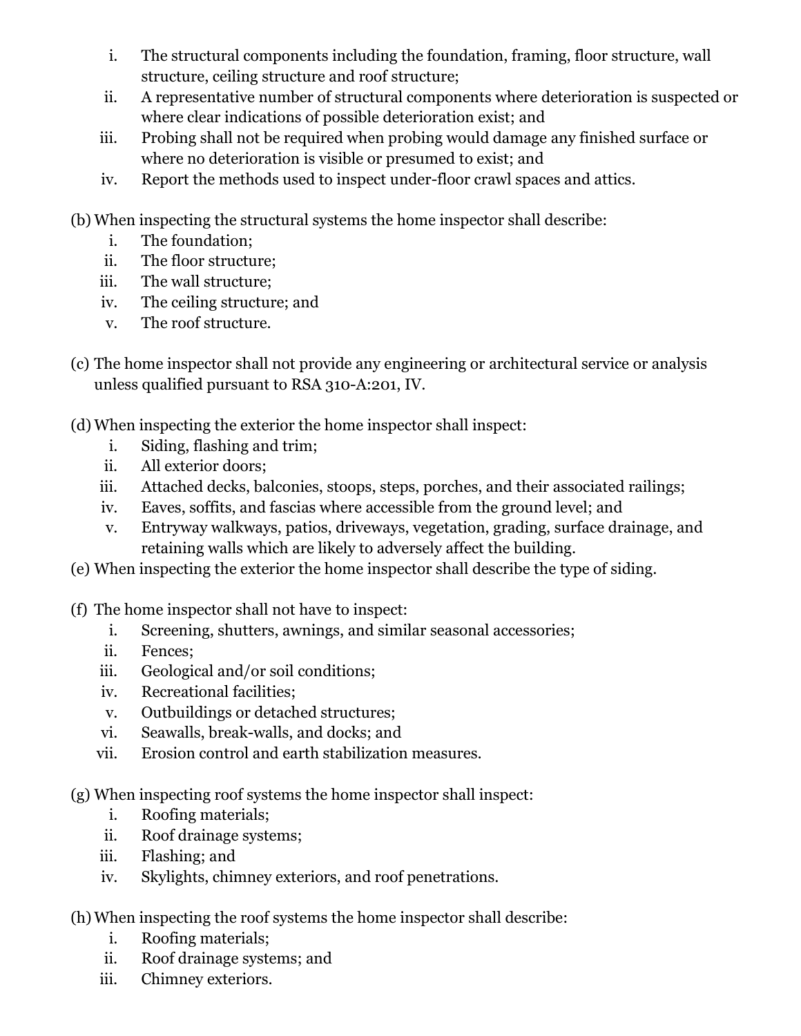i. The structural components including the foundation, framing, floor structure, wall structure, ceiling structure and roof structure;
ii. A representative number of structural components where deterioration is suspected or where clear indications of possible deterioration exist; and
iii. Probing shall not be required when probing would damage any finished surface or where no deterioration is visible or presumed to exist; and
iv. Report the methods used to inspect under-floor crawl spaces and attics.

(b) When inspecting the structural systems the home inspector shall describe:

i. The foundation;
ii. The floor structure;
iii. The wall structure;
iv. The ceiling structure; and
v. The roof structure.

(c) The home inspector shall not provide any engineering or architectural service or analysis unless qualified pursuant to RSA 310-A:201, IV.

(d) When inspecting the exterior the home inspector shall inspect:

i. Siding, flashing and trim;
ii. All exterior doors;
iii. Attached decks, balconies, stoops, steps, porches, and their associated railings;
iv. Eaves, soffits, and fascias where accessible from the ground level; and
v. Entryway walkways, patios, driveways, vegetation, grading, surface drainage, and retaining walls which are likely to adversely affect the building.

(e) When inspecting the exterior the home inspector shall describe the type of siding.

(f) The home inspector shall not have to inspect:

i. Screening, shutters, awnings, and similar seasonal accessories;
ii. Fences;
iii. Geological and/or soil conditions;
iv. Recreational facilities;
v. Outbuildings or detached structures;
vi. Seawalls, break-walls, and docks; and
vii. Erosion control and earth stabilization measures.

(g) When inspecting roof systems the home inspector shall inspect:

i. Roofing materials;
ii. Roof drainage systems;
iii. Flashing; and
iv. Skylights, chimney exteriors, and roof penetrations.

(h) When inspecting the roof systems the home inspector shall describe:

i. Roofing materials;
ii. Roof drainage systems; and
iii. Chimney exteriors.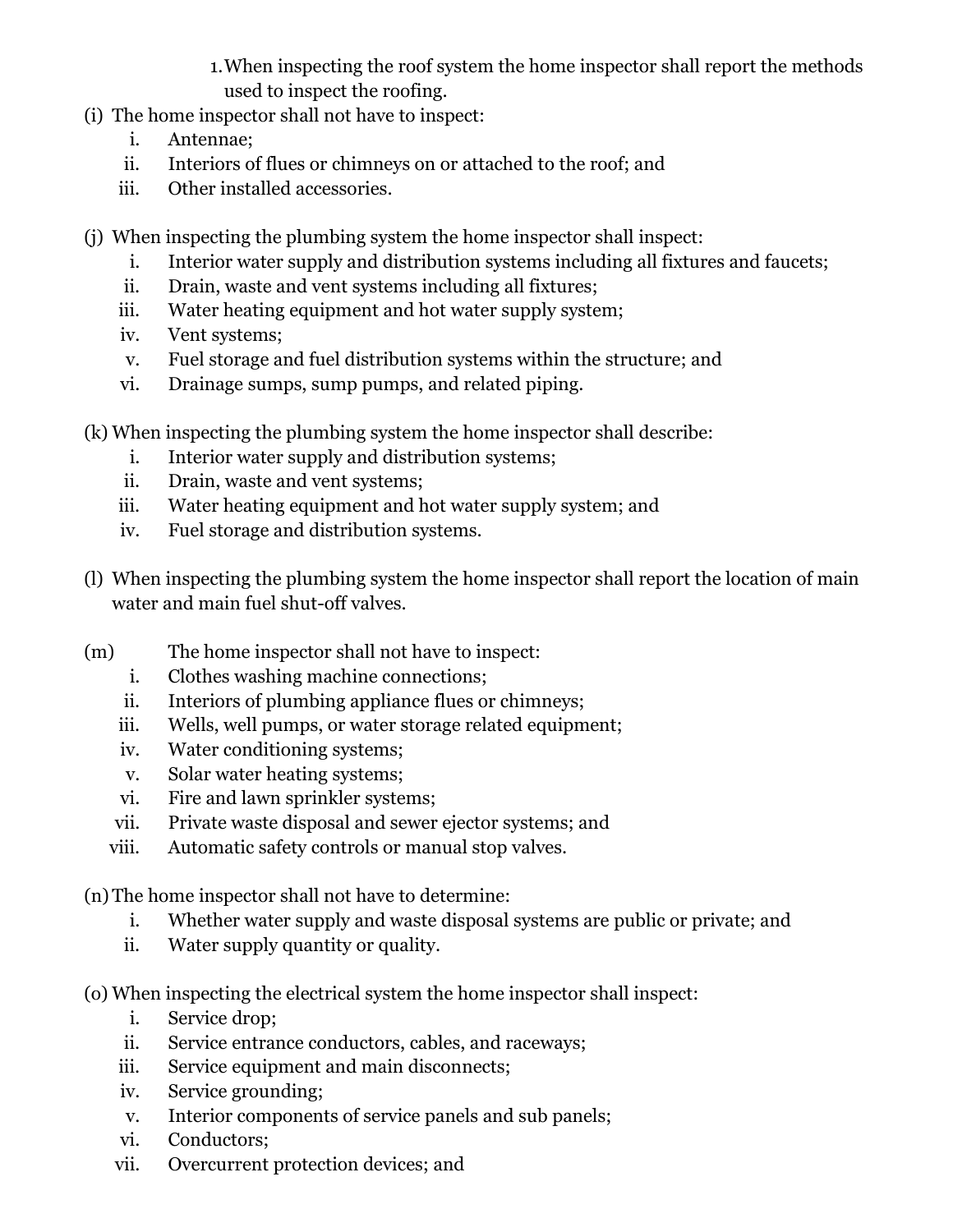1. When inspecting the roof system the home inspector shall report the methods used to inspect the roofing.

(i) The home inspector shall not have to inspect:

  i. Antennae;
  ii. Interiors of flues or chimneys on or attached to the roof; and
  iii. Other installed accessories.

(j) When inspecting the plumbing system the home inspector shall inspect:

  i. Interior water supply and distribution systems including all fixtures and faucets;
  ii. Drain, waste and vent systems including all fixtures;
  iii. Water heating equipment and hot water supply system;
  iv. Vent systems;
  v. Fuel storage and fuel distribution systems within the structure; and
  vi. Drainage sumps, sump pumps, and related piping.

(k) When inspecting the plumbing system the home inspector shall describe:

  i. Interior water supply and distribution systems;
  ii. Drain, waste and vent systems;
  iii. Water heating equipment and hot water supply system; and
  iv. Fuel storage and distribution systems.

(l) When inspecting the plumbing system the home inspector shall report the location of main water and main fuel shut-off valves.

(m) The home inspector shall not have to inspect:

  i. Clothes washing machine connections;
  ii. Interiors of plumbing appliance flues or chimneys;
  iii. Wells, well pumps, or water storage related equipment;
  iv. Water conditioning systems;
  v. Solar water heating systems;
  vi. Fire and lawn sprinkler systems;
  vii. Private waste disposal and sewer ejector systems; and
  viii. Automatic safety controls or manual stop valves.

(n) The home inspector shall not have to determine:

  i. Whether water supply and waste disposal systems are public or private; and
  ii. Water supply quantity or quality.

(o) When inspecting the electrical system the home inspector shall inspect:

  i. Service drop;
  ii. Service entrance conductors, cables, and raceways;
  iii. Service equipment and main disconnects;
  iv. Service grounding;
  v. Interior components of service panels and sub panels;
  vi. Conductors;
  vii. Overcurrent protection devices; and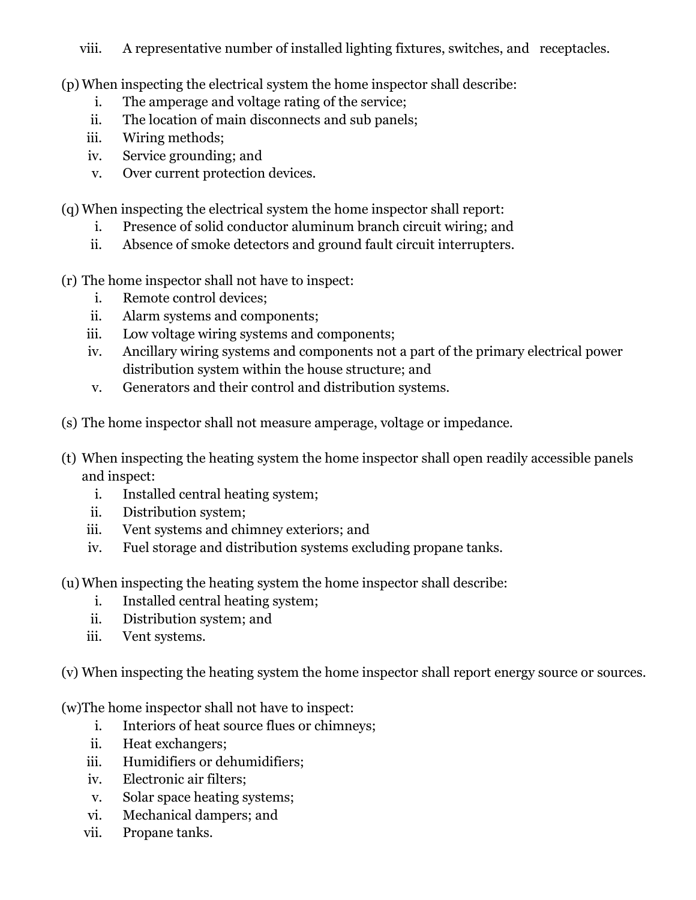viii. A representative number of installed lighting fixtures, switches, and receptacles.

(p) When inspecting the electrical system the home inspector shall describe:

i. The amperage and voltage rating of the service;
ii. The location of main disconnects and sub panels;
iii. Wiring methods;
iv. Service grounding; and
v. Over current protection devices.

(q) When inspecting the electrical system the home inspector shall report:

i. Presence of solid conductor aluminum branch circuit wiring; and
ii. Absence of smoke detectors and ground fault circuit interrupters.

(r) The home inspector shall not have to inspect:

i. Remote control devices;
ii. Alarm systems and components;
iii. Low voltage wiring systems and components;
iv. Ancillary wiring systems and components not a part of the primary electrical power distribution system within the house structure; and
v. Generators and their control and distribution systems.

(s) The home inspector shall not measure amperage, voltage or impedance.

(t) When inspecting the heating system the home inspector shall open readily accessible panels and inspect:

i. Installed central heating system;
ii. Distribution system;
iii. Vent systems and chimney exteriors; and
iv. Fuel storage and distribution systems excluding propane tanks.

(u) When inspecting the heating system the home inspector shall describe:

i. Installed central heating system;
ii. Distribution system; and
iii. Vent systems.

(v) When inspecting the heating system the home inspector shall report energy source or sources.

(w) The home inspector shall not have to inspect:

i. Interiors of heat source flues or chimneys;
ii. Heat exchangers;
iii. Humidifiers or dehumidifiers;
iv. Electronic air filters;
v. Solar space heating systems;
vi. Mechanical dampers; and
vii. Propane tanks.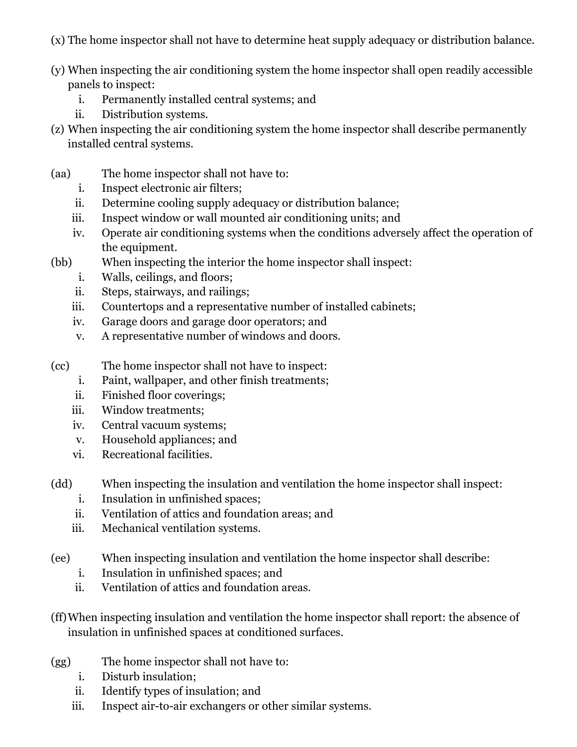(x) The home inspector shall not have to determine heat supply adequacy or distribution balance.

(y) When inspecting the air conditioning system the home inspector shall open readily accessible panels to inspect:

i. Permanently installed central systems; and
ii. Distribution systems.

(z) When inspecting the air conditioning system the home inspector shall describe permanently installed central systems.

(aa) The home inspector shall not have to:

i. Inspect electronic air filters;
ii. Determine cooling supply adequacy or distribution balance;
iii. Inspect window or wall mounted air conditioning units; and
iv. Operate air conditioning systems when the conditions adversely affect the operation of the equipment.

(bb) When inspecting the interior the home inspector shall inspect:

i. Walls, ceilings, and floors;
ii. Steps, stairways, and railings;
iii. Countertops and a representative number of installed cabinets;
iv. Garage doors and garage door operators; and
v. A representative number of windows and doors.

(cc) The home inspector shall not have to inspect:

i. Paint, wallpaper, and other finish treatments;
ii. Finished floor coverings;
iii. Window treatments;
iv. Central vacuum systems;
v. Household appliances; and
vi. Recreational facilities.

(dd) When inspecting the insulation and ventilation the home inspector shall inspect:

i. Insulation in unfinished spaces;
ii. Ventilation of attics and foundation areas; and
iii. Mechanical ventilation systems.

(ee) When inspecting insulation and ventilation the home inspector shall describe:

i. Insulation in unfinished spaces; and
ii. Ventilation of attics and foundation areas.

(ff) When inspecting insulation and ventilation the home inspector shall report: the absence of insulation in unfinished spaces at conditioned surfaces.

(gg) The home inspector shall not have to:

i. Disturb insulation;
ii. Identify types of insulation; and
iii. Inspect air-to-air exchangers or other similar systems.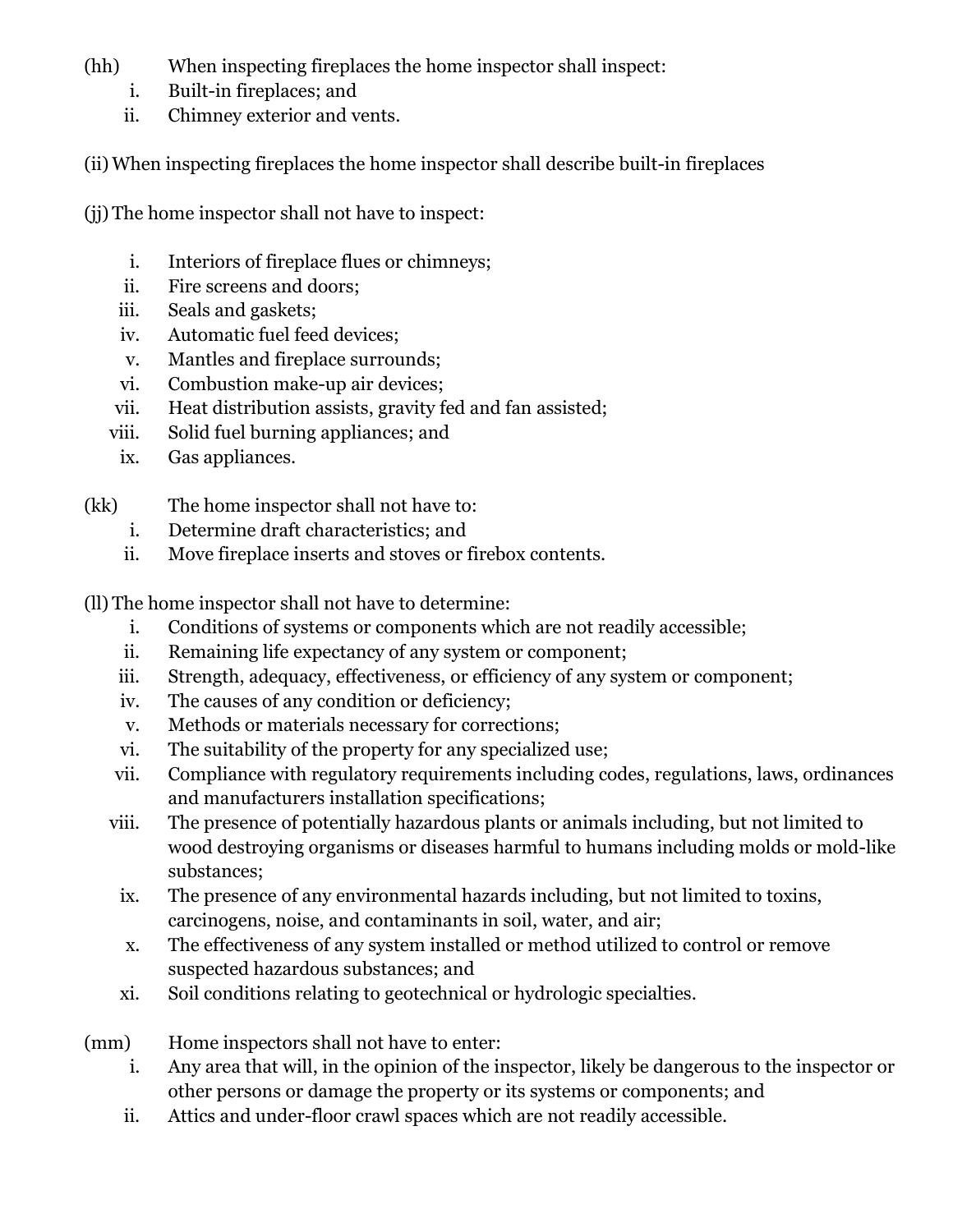(hh) When inspecting fireplaces the home inspector shall inspect:

i. Built-in fireplaces; and
ii. Chimney exterior and vents.

(ii) When inspecting fireplaces the home inspector shall describe built-in fireplaces

(jj) The home inspector shall not have to inspect:

i. Interiors of fireplace flues or chimneys;
ii. Fire screens and doors;
iii. Seals and gaskets;
iv. Automatic fuel feed devices;
v. Mantles and fireplace surrounds;
vi. Combustion make-up air devices;
vii. Heat distribution assists, gravity fed and fan assisted;
viii. Solid fuel burning appliances; and
ix. Gas appliances.

(kk) The home inspector shall not have to:

i. Determine draft characteristics; and
ii. Move fireplace inserts and stoves or firebox contents.

(ll) The home inspector shall not have to determine:

i. Conditions of systems or components which are not readily accessible;
ii. Remaining life expectancy of any system or component;
iii. Strength, adequacy, effectiveness, or efficiency of any system or component;
iv. The causes of any condition or deficiency;
v. Methods or materials necessary for corrections;
vi. The suitability of the property for any specialized use;
vii. Compliance with regulatory requirements including codes, regulations, laws, ordinances and manufacturers installation specifications;
viii. The presence of potentially hazardous plants or animals including, but not limited to wood destroying organisms or diseases harmful to humans including molds or mold-like substances;
ix. The presence of any environmental hazards including, but not limited to toxins, carcinogens, noise, and contaminants in soil, water, and air;
x. The effectiveness of any system installed or method utilized to control or remove suspected hazardous substances; and
xi. Soil conditions relating to geotechnical or hydrologic specialties.

(mm) Home inspectors shall not have to enter:

i. Any area that will, in the opinion of the inspector, likely be dangerous to the inspector or other persons or damage the property or its systems or components; and
ii. Attics and under-floor crawl spaces which are not readily accessible.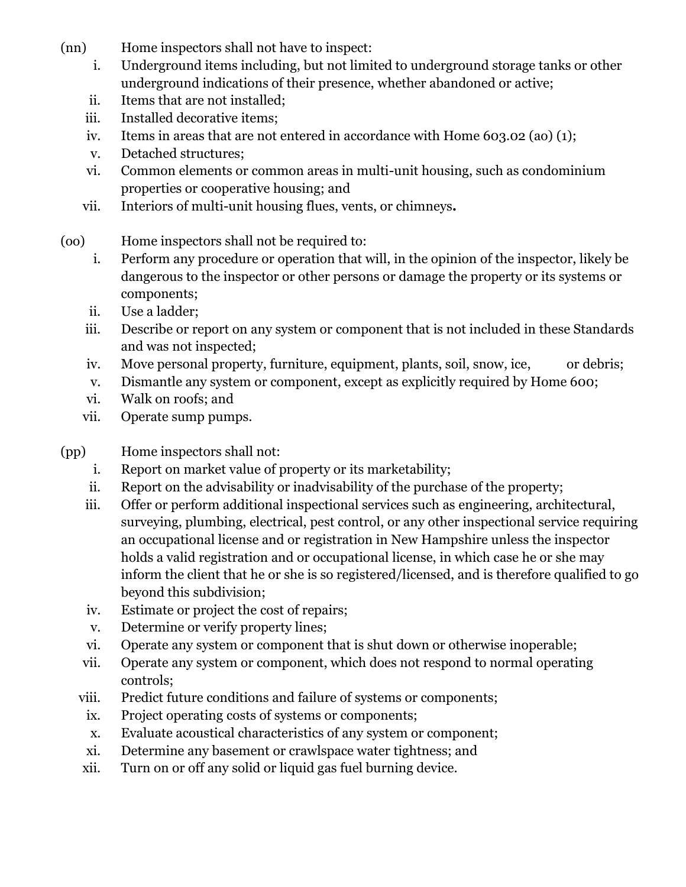(nn) Home inspectors shall not have to inspect:

i. Underground items including, but not limited to underground storage tanks or other underground indications of their presence, whether abandoned or active;
ii. Items that are not installed;
iii. Installed decorative items;
iv. Items in areas that are not entered in accordance with Home 603.02 (ao) (1);
v. Detached structures;
vi. Common elements or common areas in multi-unit housing, such as condominium properties or cooperative housing; and
vii. Interiors of multi-unit housing flues, vents, or chimneys**.**

(oo) Home inspectors shall not be required to:

i. Perform any procedure or operation that will, in the opinion of the inspector, likely be dangerous to the inspector or other persons or damage the property or its systems or components;
ii. Use a ladder;
iii. Describe or report on any system or component that is not included in these Standards and was not inspected;
iv. Move personal property, furniture, equipment, plants, soil, snow, ice, or debris;
v. Dismantle any system or component, except as explicitly required by Home 600;
vi. Walk on roofs; and
vii. Operate sump pumps.

(pp) Home inspectors shall not:

i. Report on market value of property or its marketability;
ii. Report on the advisability or inadvisability of the purchase of the property;
iii. Offer or perform additional inspectional services such as engineering, architectural, surveying, plumbing, electrical, pest control, or any other inspectional service requiring an occupational license and or registration in New Hampshire unless the inspector holds a valid registration and or occupational license, in which case he or she may inform the client that he or she is so registered/licensed, and is therefore qualified to go beyond this subdivision;
iv. Estimate or project the cost of repairs;
v. Determine or verify property lines;
vi. Operate any system or component that is shut down or otherwise inoperable;
vii. Operate any system or component, which does not respond to normal operating controls;
viii. Predict future conditions and failure of systems or components;
ix. Project operating costs of systems or components;
x. Evaluate acoustical characteristics of any system or component;
xi. Determine any basement or crawlspace water tightness; and
xii. Turn on or off any solid or liquid gas fuel burning device.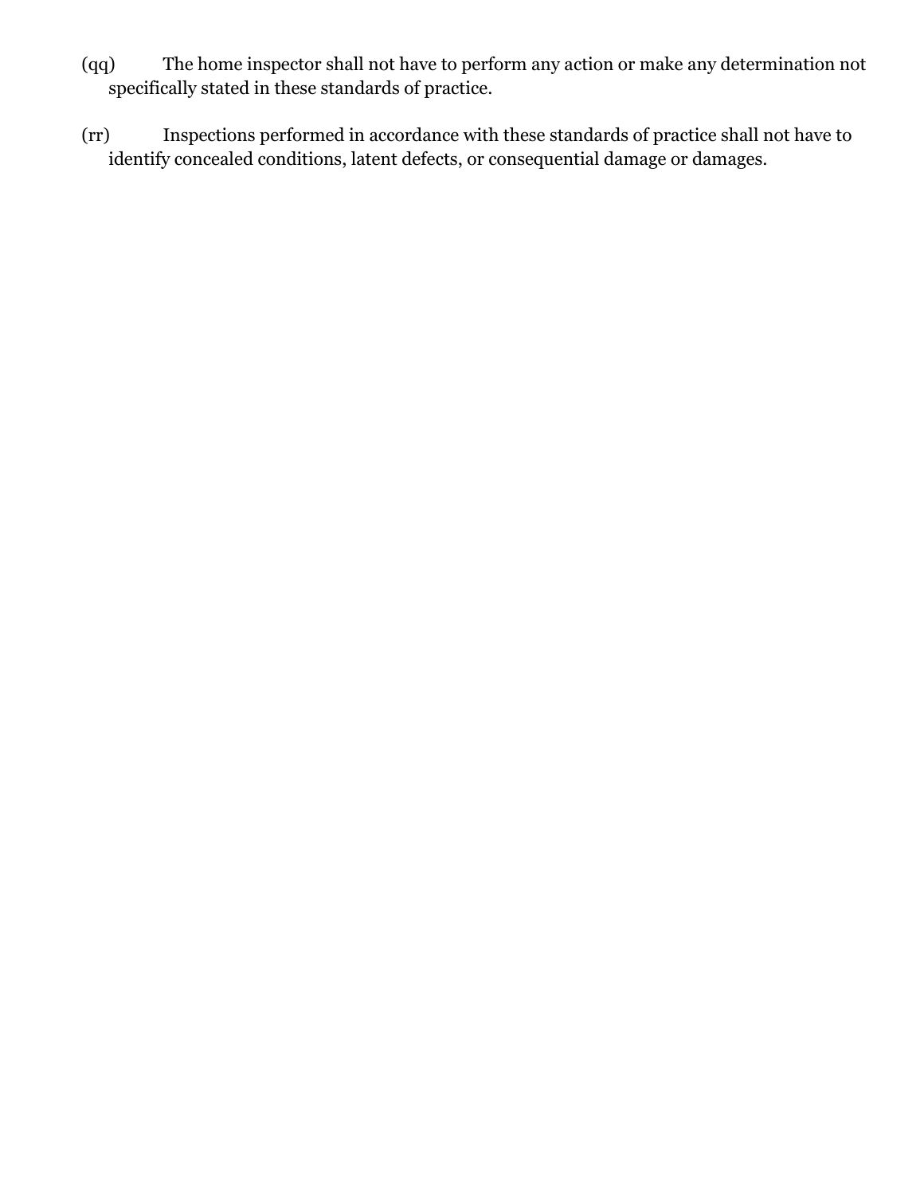(qq) The home inspector shall not have to perform any action or make any determination not specifically stated in these standards of practice.

(rr) Inspections performed in accordance with these standards of practice shall not have to identify concealed conditions, latent defects, or consequential damage or damages.